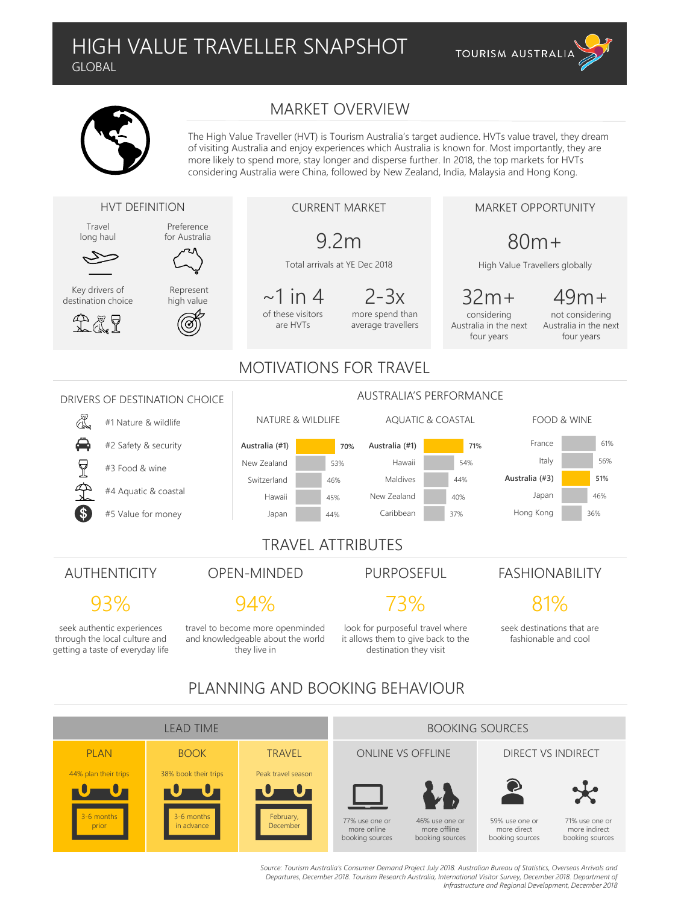# HIGH VALUE TRAVELLER SNAPSHOT

GLOBAL

TOURISM AUSTRALIA

## MARKET OVERVIEW

The High Value Traveller (HVT) is Tourism Australia's target audience. HVTs value travel, they dream of visiting Australia and enjoy experiences which Australia is known for. Most importantly, they are more likely to spend more, stay longer and disperse further. In 2018, the top markets for HVTs considering Australia were China, followed by New Zealand, India, Malaysia and Hong Kong.

### HVT DEFINITION

- Travel long haul
- Preference for Australia
- Key drivers of destination choice
- Represent high value

### CURRENT MARKET

**9.2m**

Total arrivals at YE Dec 2018

**~1 in 4** of these visitors are HVTs

**2-3x** more spend than average travellers

### MARKET OPPORTUNITY

**80m+**

High Value Travellers globally

**32m+** considering Australia in the next four years

**49m+** not considering Australia in the next four years

## MOTIVATIONS FOR TRAVEL

### DRIVERS OF DESTINATION CHOICE

- #1 Nature & wildlife
- #2 Safety & security
- #3 Food & wine
- #4 Aquatic & coastal
- #5 Value for money

### AUSTRALIA'S PERFORMANCE

**NATURE & WILDLIFE**

| Destination | % |
|---|---|
| **Australia (#1)** | **70%** |
| New Zealand | 53% |
| Switzerland | 46% |
| Hawaii | 45% |
| Japan | 44% |

**AQUATIC & COASTAL**

| Destination | % |
|---|---|
| **Australia (#1)** | **71%** |
| Hawaii | 54% |
| Maldives | 44% |
| New Zealand | 40% |
| Caribbean | 37% |

**FOOD & WINE**

| Destination | % |
|---|---|
| France | 61% |
| Italy | 56% |
| **Australia (#3)** | **51%** |
| Japan | 46% |
| Hong Kong | 36% |

## TRAVEL ATTRIBUTES

### AUTHENTICITY

**93%**

seek authentic experiences through the local culture and getting a taste of everyday life

### OPEN-MINDED

**94%**

travel to become more openminded and knowledgeable about the world they live in

### PURPOSEFUL

**73%**

look for purposeful travel where it allows them to give back to the destination they visit

### FASHIONABILITY

**81%**

seek destinations that are fashionable and cool

## PLANNING AND BOOKING BEHAVIOUR

### LEAD TIME

| PLAN | BOOK | TRAVEL |
|---|---|---|
| 44% plan their trips | 38% book their trips | Peak travel season |
| 3-6 months prior | 3-6 months in advance | February, December |

### BOOKING SOURCES

**ONLINE VS OFFLINE**

- 77% use one or more online booking sources
- 46% use one or more offline booking sources

**DIRECT VS INDIRECT**

- 59% use one or more direct booking sources
- 71% use one or more indirect booking sources

*Source: Tourism Australia's Consumer Demand Project July 2018. Australian Bureau of Statistics, Overseas Arrivals and Departures, December 2018. Tourism Research Australia, International Visitor Survey, December 2018. Department of Infrastructure and Regional Development, December 2018*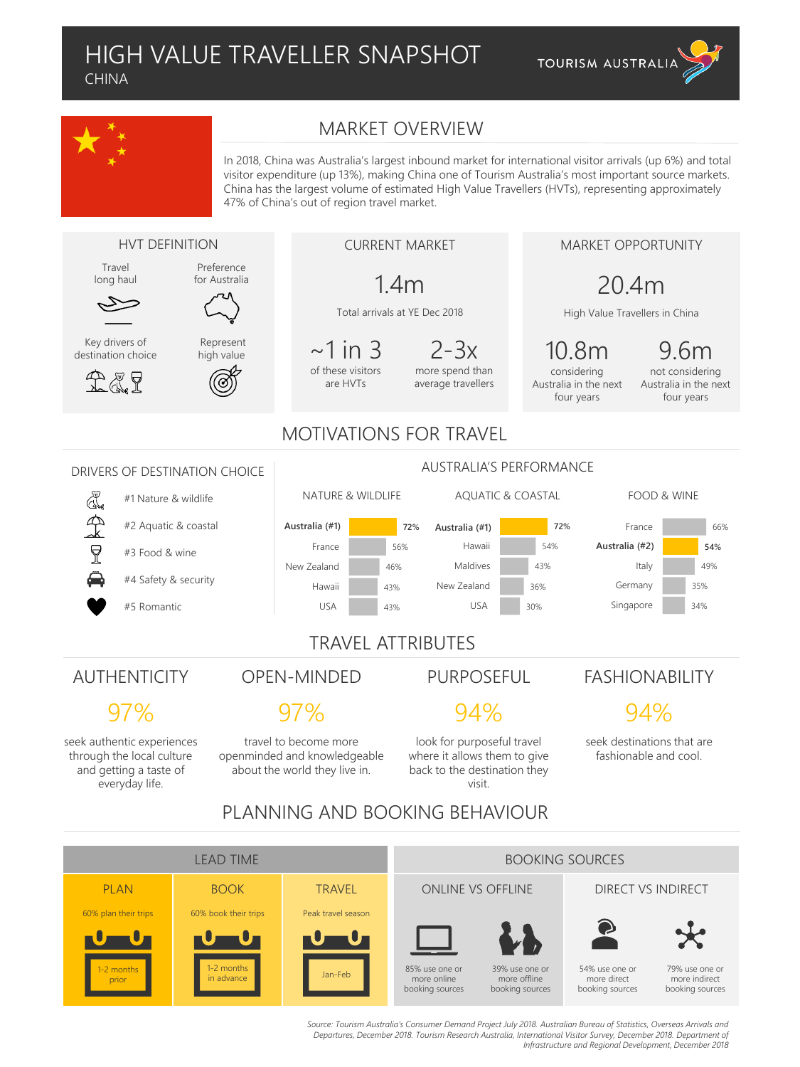# HIGH VALUE TRAVELLER SNAPSHOT

CHINA

TOURISM AUSTRALIA

## MARKET OVERVIEW

In 2018, China was Australia's largest inbound market for international visitor arrivals (up 6%) and total visitor expenditure (up 13%), making China one of Tourism Australia's most important source markets. China has the largest volume of estimated High Value Travellers (HVTs), representing approximately 47% of China's out of region travel market.

### HVT DEFINITION

- Travel long haul
- Preference for Australia
- Key drivers of destination choice
- Represent high value

### CURRENT MARKET

**1.4m**
Total arrivals at YE Dec 2018

**~1 in 3**
of these visitors are HVTs

**2-3x**
more spend than average travellers

### MARKET OPPORTUNITY

**20.4m**
High Value Travellers in China

**10.8m**
considering Australia in the next four years

**9.6m**
not considering Australia in the next four years

## MOTIVATIONS FOR TRAVEL

### DRIVERS OF DESTINATION CHOICE

- #1 Nature & wildlife
- #2 Aquatic & coastal
- #3 Food & wine
- #4 Safety & security
- #5 Romantic

### AUSTRALIA'S PERFORMANCE

| NATURE & WILDLIFE | | AQUATIC & COASTAL | | FOOD & WINE | |
|---|---|---|---|---|---|
| **Australia (#1)** | 72% | **Australia (#1)** | 72% | France | 66% |
| France | 56% | Hawaii | 54% | **Australia (#2)** | 54% |
| New Zealand | 46% | Maldives | 43% | Italy | 49% |
| Hawaii | 43% | New Zealand | 36% | Germany | 35% |
| USA | 43% | USA | 30% | Singapore | 34% |

## TRAVEL ATTRIBUTES

### AUTHENTICITY

**97%**

seek authentic experiences through the local culture and getting a taste of everyday life.

### OPEN-MINDED

**97%**

travel to become more openminded and knowledgeable about the world they live in.

### PURPOSEFUL

**94%**

look for purposeful travel where it allows them to give back to the destination they visit.

### FASHIONABILITY

**94%**

seek destinations that are fashionable and cool.

## PLANNING AND BOOKING BEHAVIOUR

### LEAD TIME

| PLAN | BOOK | TRAVEL |
|---|---|---|
| 60% plan their trips | 60% book their trips | Peak travel season |
| 1-2 months prior | 1-2 months in advance | Jan-Feb |

### BOOKING SOURCES

| ONLINE VS OFFLINE | | DIRECT VS INDIRECT | |
|---|---|---|---|
| 85% use one or more online booking sources | 39% use one or more offline booking sources | 54% use one or more direct booking sources | 79% use one or more indirect booking sources |

*Source: Tourism Australia's Consumer Demand Project July 2018. Australian Bureau of Statistics, Overseas Arrivals and Departures, December 2018. Tourism Research Australia, International Visitor Survey, December 2018. Department of Infrastructure and Regional Development, December 2018*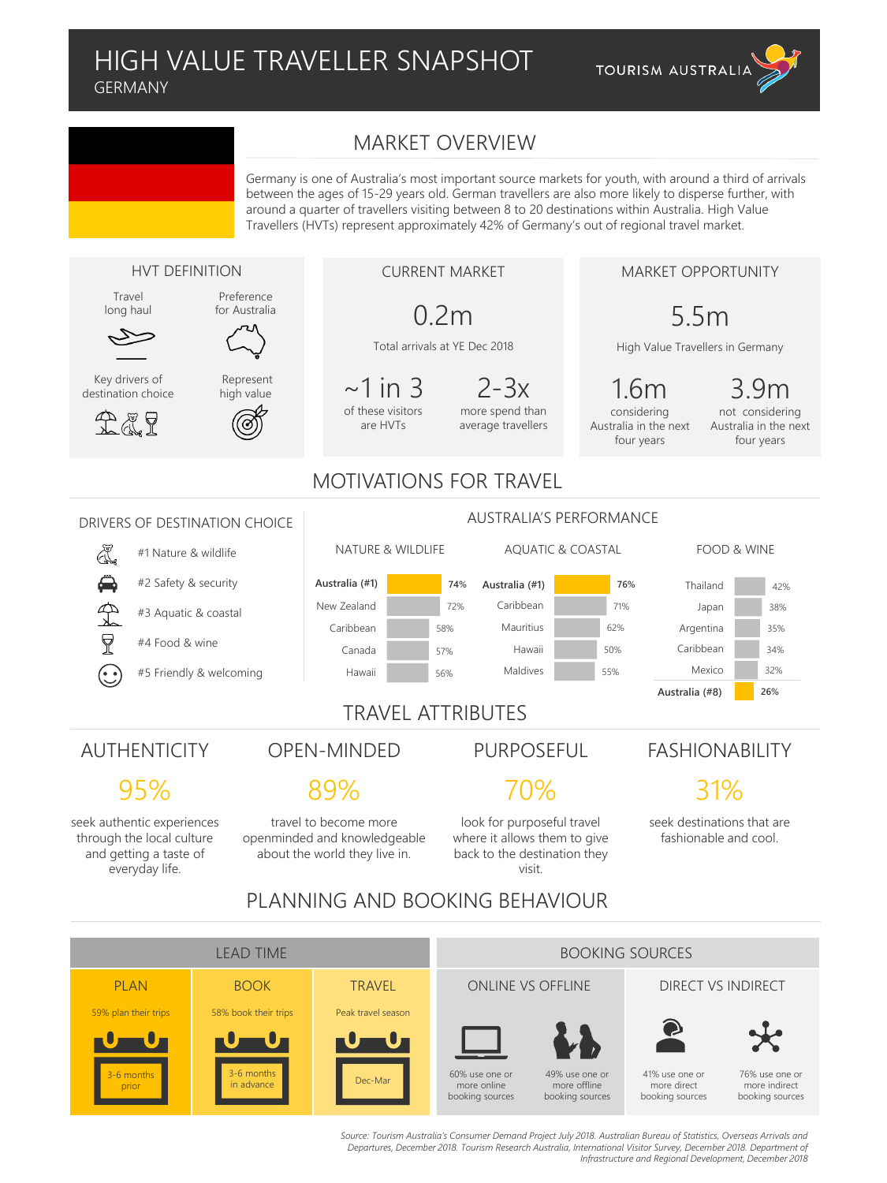# HIGH VALUE TRAVELLER SNAPSHOT

GERMANY

TOURISM AUSTRALIA

## MARKET OVERVIEW

Germany is one of Australia's most important source markets for youth, with around a third of arrivals between the ages of 15-29 years old. German travellers are also more likely to disperse further, with around a quarter of travellers visiting between 8 to 20 destinations within Australia. High Value Travellers (HVTs) represent approximately 42% of Germany's out of regional travel market.

### HVT DEFINITION

- Travel long haul
- Preference for Australia
- Key drivers of destination choice
- Represent high value

### CURRENT MARKET

**0.2m**
Total arrivals at YE Dec 2018

**~1 in 3** of these visitors are HVTs

**2-3x** more spend than average travellers

### MARKET OPPORTUNITY

**5.5m**
High Value Travellers in Germany

**1.6m** considering Australia in the next four years

**3.9m** not considering Australia in the next four years

## MOTIVATIONS FOR TRAVEL

### DRIVERS OF DESTINATION CHOICE

- #1 Nature & wildlife
- #2 Safety & security
- #3 Aquatic & coastal
- #4 Food & wine
- #5 Friendly & welcoming

### AUSTRALIA'S PERFORMANCE

**NATURE & WILDLIFE**

| Destination | % |
|---|---|
| **Australia (#1)** | **74%** |
| New Zealand | 72% |
| Caribbean | 58% |
| Canada | 57% |
| Hawaii | 56% |

**AQUATIC & COASTAL**

| Destination | % |
|---|---|
| **Australia (#1)** | **76%** |
| Caribbean | 71% |
| Mauritius | 62% |
| Hawaii | 50% |
| Maldives | 55% |

**FOOD & WINE**

| Destination | % |
|---|---|
| Thailand | 42% |
| Japan | 38% |
| Argentina | 35% |
| Caribbean | 34% |
| Mexico | 32% |
| **Australia (#8)** | **26%** |

## TRAVEL ATTRIBUTES

### AUTHENTICITY

**95%**

seek authentic experiences through the local culture and getting a taste of everyday life.

### OPEN-MINDED

**89%**

travel to become more openminded and knowledgeable about the world they live in.

### PURPOSEFUL

**70%**

look for purposeful travel where it allows them to give back to the destination they visit.

### FASHIONABILITY

**31%**

seek destinations that are fashionable and cool.

## PLANNING AND BOOKING BEHAVIOUR

### LEAD TIME

| PLAN | BOOK | TRAVEL |
|---|---|---|
| 59% plan their trips | 58% book their trips | Peak travel season |
| 3-6 months prior | 3-6 months in advance | Dec-Mar |

### BOOKING SOURCES

**ONLINE VS OFFLINE**

- 60% use one or more online booking sources
- 49% use one or more offline booking sources

**DIRECT VS INDIRECT**

- 41% use one or more direct booking sources
- 76% use one or more indirect booking sources

*Source: Tourism Australia's Consumer Demand Project July 2018. Australian Bureau of Statistics, Overseas Arrivals and Departures, December 2018. Tourism Research Australia, International Visitor Survey, December 2018. Department of Infrastructure and Regional Development, December 2018*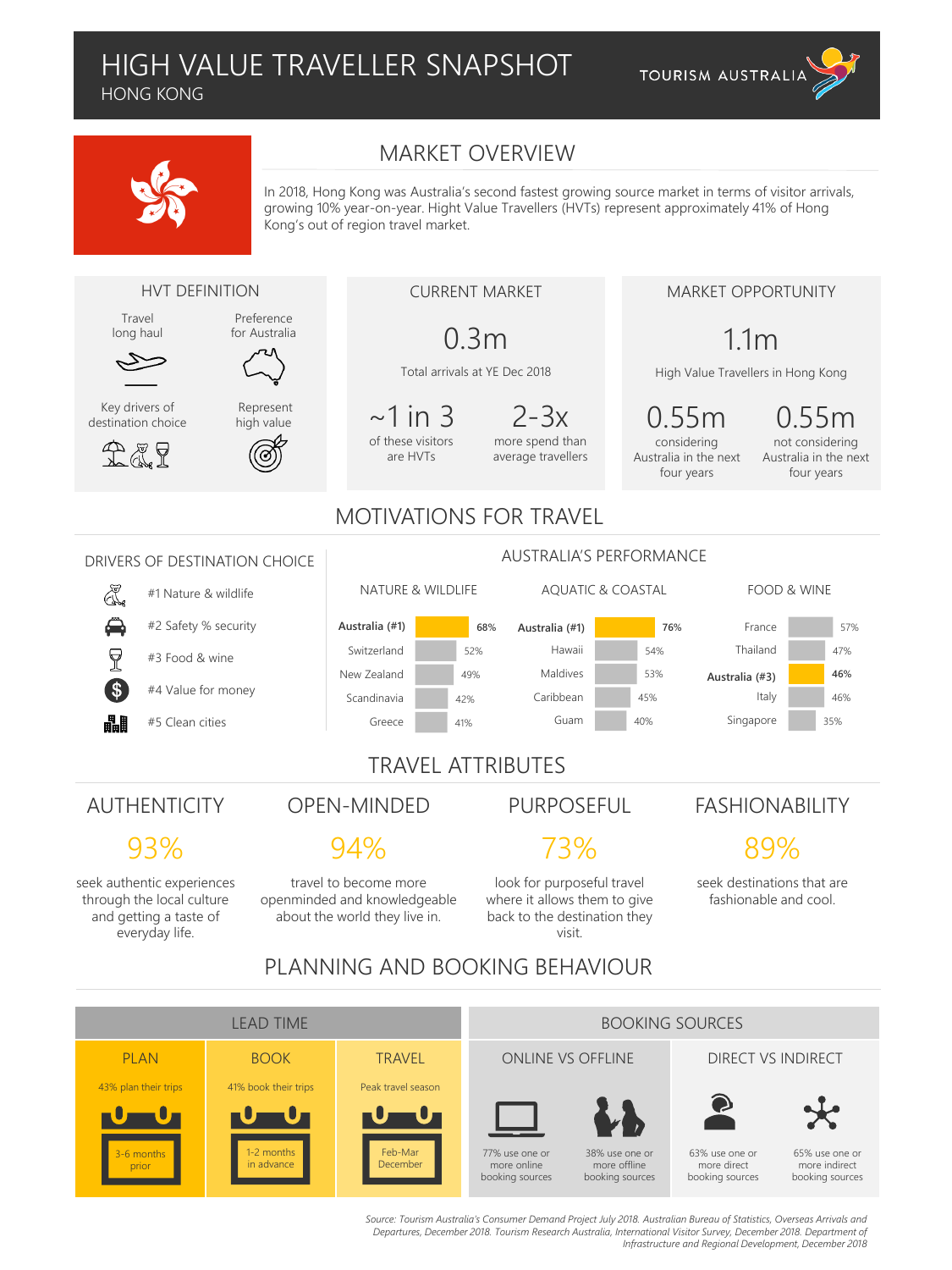# HIGH VALUE TRAVELLER SNAPSHOT

HONG KONG

TOURISM AUSTRALIA

## MARKET OVERVIEW

In 2018, Hong Kong was Australia's second fastest growing source market in terms of visitor arrivals, growing 10% year-on-year. Hight Value Travellers (HVTs) represent approximately 41% of Hong Kong's out of region travel market.

### HVT DEFINITION

- Travel long haul
- Preference for Australia
- Key drivers of destination choice
- Represent high value

### CURRENT MARKET

**0.3m**

Total arrivals at YE Dec 2018

**~1 in 3** of these visitors are HVTs

**2-3x** more spend than average travellers

### MARKET OPPORTUNITY

**1.1m**

High Value Travellers in Hong Kong

**0.55m** considering Australia in the next four years

**0.55m** not considering Australia in the next four years

## MOTIVATIONS FOR TRAVEL

### DRIVERS OF DESTINATION CHOICE

- #1 Nature & wildlife
- #2 Safety % security
- #3 Food & wine
- #4 Value for money
- #5 Clean cities

### AUSTRALIA'S PERFORMANCE

**NATURE & WILDLIFE**

| Destination | % |
|---|---|
| Australia (#1) | 68% |
| Switzerland | 52% |
| New Zealand | 49% |
| Scandinavia | 42% |
| Greece | 41% |

**AQUATIC & COASTAL**

| Destination | % |
|---|---|
| Australia (#1) | 76% |
| Hawaii | 54% |
| Maldives | 53% |
| Caribbean | 45% |
| Guam | 40% |

**FOOD & WINE**

| Destination | % |
|---|---|
| France | 57% |
| Thailand | 47% |
| Australia (#3) | 46% |
| Italy | 46% |
| Singapore | 35% |

## TRAVEL ATTRIBUTES

### AUTHENTICITY

**93%**

seek authentic experiences through the local culture and getting a taste of everyday life.

### OPEN-MINDED

**94%**

travel to become more openminded and knowledgeable about the world they live in.

### PURPOSEFUL

**73%**

look for purposeful travel where it allows them to give back to the destination they visit.

### FASHIONABILITY

**89%**

seek destinations that are fashionable and cool.

## PLANNING AND BOOKING BEHAVIOUR

### LEAD TIME

**PLAN**

43% plan their trips

3-6 months prior

**BOOK**

41% book their trips

1-2 months in advance

**TRAVEL**

Peak travel season

Feb-Mar December

### BOOKING SOURCES

**ONLINE VS OFFLINE**

- 77% use one or more online booking sources
- 38% use one or more offline booking sources

**DIRECT VS INDIRECT**

- 63% use one or more direct booking sources
- 65% use one or more indirect booking sources

*Source: Tourism Australia's Consumer Demand Project July 2018. Australian Bureau of Statistics, Overseas Arrivals and Departures, December 2018. Tourism Research Australia, International Visitor Survey, December 2018. Department of Infrastructure and Regional Development, December 2018*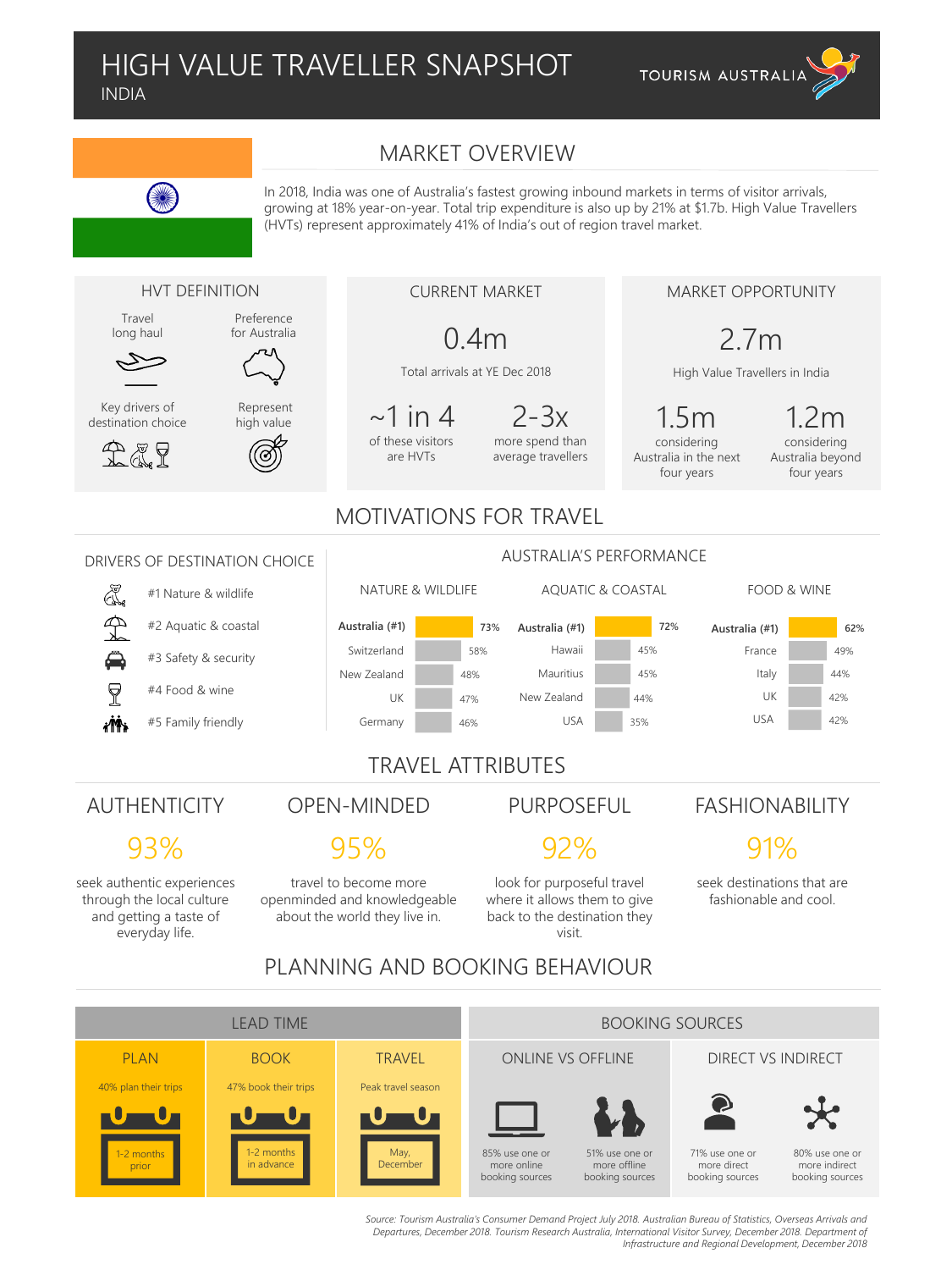# HIGH VALUE TRAVELLER SNAPSHOT

INDIA

TOURISM AUSTRALIA

## MARKET OVERVIEW

In 2018, India was one of Australia's fastest growing inbound markets in terms of visitor arrivals, growing at 18% year-on-year. Total trip expenditure is also up by 21% at $1.7b. High Value Travellers (HVTs) represent approximately 41% of India's out of region travel market.

### HVT DEFINITION

- Travel long haul
- Preference for Australia
- Key drivers of destination choice
- Represent high value

### CURRENT MARKET

**0.4m**
Total arrivals at YE Dec 2018

**~1 in 4**
of these visitors are HVTs

**2-3x**
more spend than average travellers

### MARKET OPPORTUNITY

**2.7m**
High Value Travellers in India

**1.5m**
considering Australia in the next four years

**1.2m**
considering Australia beyond four years

## MOTIVATIONS FOR TRAVEL

### DRIVERS OF DESTINATION CHOICE

- #1 Nature & wildlife
- #2 Aquatic & coastal
- #3 Safety & security
- #4 Food & wine
- #5 Family friendly

### AUSTRALIA'S PERFORMANCE

| NATURE & WILDLIFE | | AQUATIC & COASTAL | | FOOD & WINE | |
|---|---|---|---|---|---|
| Australia (#1) | 73% | Australia (#1) | 72% | Australia (#1) | 62% |
| Switzerland | 58% | Hawaii | 45% | France | 49% |
| New Zealand | 48% | Mauritius | 45% | Italy | 44% |
| UK | 47% | New Zealand | 44% | UK | 42% |
| Germany | 46% | USA | 35% | USA | 42% |

## TRAVEL ATTRIBUTES

### AUTHENTICITY
**93%**
seek authentic experiences through the local culture and getting a taste of everyday life.

### OPEN-MINDED
**95%**
travel to become more openminded and knowledgeable about the world they live in.

### PURPOSEFUL
**92%**
look for purposeful travel where it allows them to give back to the destination they visit.

### FASHIONABILITY
**91%**
seek destinations that are fashionable and cool.

## PLANNING AND BOOKING BEHAVIOUR

### LEAD TIME

| PLAN | BOOK | TRAVEL |
|---|---|---|
| 40% plan their trips | 47% book their trips | Peak travel season |
| 1-2 months prior | 1-2 months in advance | May, December |

### BOOKING SOURCES

| ONLINE VS OFFLINE | | DIRECT VS INDIRECT | |
|---|---|---|---|
| 85% use one or more online booking sources | 51% use one or more offline booking sources | 71% use one or more direct booking sources | 80% use one or more indirect booking sources |

*Source: Tourism Australia's Consumer Demand Project July 2018. Australian Bureau of Statistics, Overseas Arrivals and Departures, December 2018. Tourism Research Australia, International Visitor Survey, December 2018. Department of Infrastructure and Regional Development, December 2018*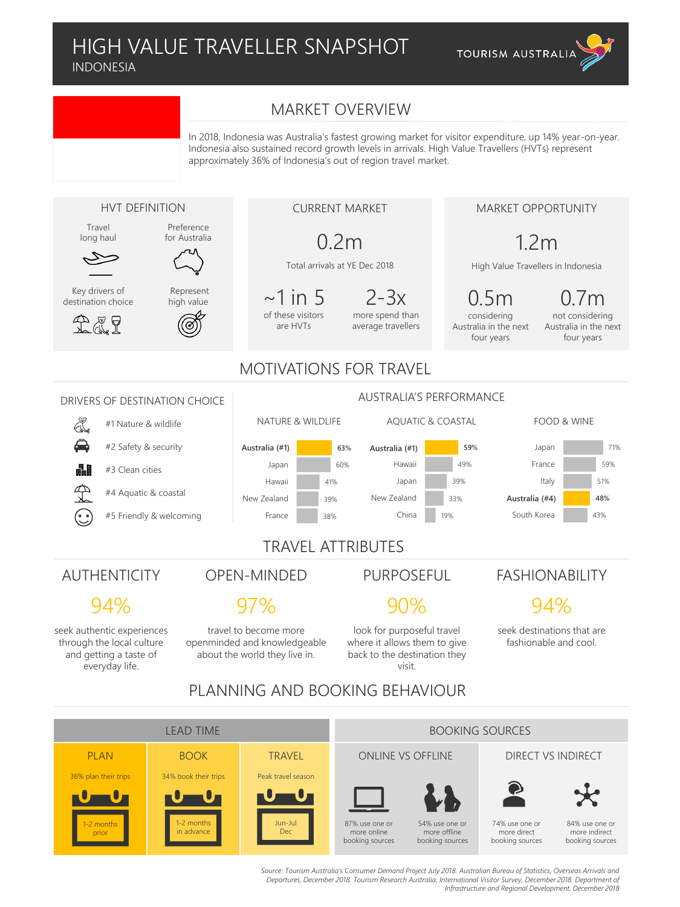# HIGH VALUE TRAVELLER SNAPSHOT

INDONESIA

TOURISM AUSTRALIA

## MARKET OVERVIEW

In 2018, Indonesia was Australia's fastest growing market for visitor expenditure, up 14% year-on-year. Indonesia also sustained record growth levels in arrivals. High Value Travellers (HVTs) represent approximately 36% of Indonesia's out of region travel market.

### HVT DEFINITION

- Travel long haul
- Preference for Australia
- Key drivers of destination choice
- Represent high value

### CURRENT MARKET

**0.2m**
Total arrivals at YE Dec 2018

**~1 in 5**
of these visitors are HVTs

**2-3x**
more spend than average travellers

### MARKET OPPORTUNITY

**1.2m**
High Value Travellers in Indonesia

**0.5m**
considering Australia in the next four years

**0.7m**
not considering Australia in the next four years

## MOTIVATIONS FOR TRAVEL

### DRIVERS OF DESTINATION CHOICE

- #1 Nature & wildlife
- #2 Safety & security
- #3 Clean cities
- #4 Aquatic & coastal
- #5 Friendly & welcoming

### AUSTRALIA'S PERFORMANCE

| NATURE & WILDLIFE | | AQUATIC & COASTAL | | FOOD & WINE | |
|---|---|---|---|---|---|
| Australia (#1) | 63% | Australia (#1) | 59% | Japan | 71% |
| Japan | 60% | Hawaii | 49% | France | 59% |
| Hawaii | 41% | Japan | 39% | Italy | 51% |
| New Zealand | 39% | New Zealand | 33% | Australia (#4) | 48% |
| France | 38% | China | 19% | South Korea | 43% |

## TRAVEL ATTRIBUTES

### AUTHENTICITY

**94%**

seek authentic experiences through the local culture and getting a taste of everyday life.

### OPEN-MINDED

**97%**

travel to become more openminded and knowledgeable about the world they live in.

### PURPOSEFUL

**90%**

look for purposeful travel where it allows them to give back to the destination they visit.

### FASHIONABILITY

**94%**

seek destinations that are fashionable and cool.

## PLANNING AND BOOKING BEHAVIOUR

### LEAD TIME

| PLAN | BOOK | TRAVEL |
|---|---|---|
| 36% plan their trips | 34% book their trips | Peak travel season |
| 1-2 months prior | 1-2 months in advance | Jun-Jul Dec |

### BOOKING SOURCES

| ONLINE VS OFFLINE | | DIRECT VS INDIRECT | |
|---|---|---|---|
| 87% use one or more online booking sources | 54% use one or more offline booking sources | 74% use one or more direct booking sources | 84% use one or more indirect booking sources |

*Source: Tourism Australia's Consumer Demand Project July 2018. Australian Bureau of Statistics, Overseas Arrivals and Departures, December 2018. Tourism Research Australia, International Visitor Survey, December 2018. Department of Infrastructure and Regional Development, December 2018*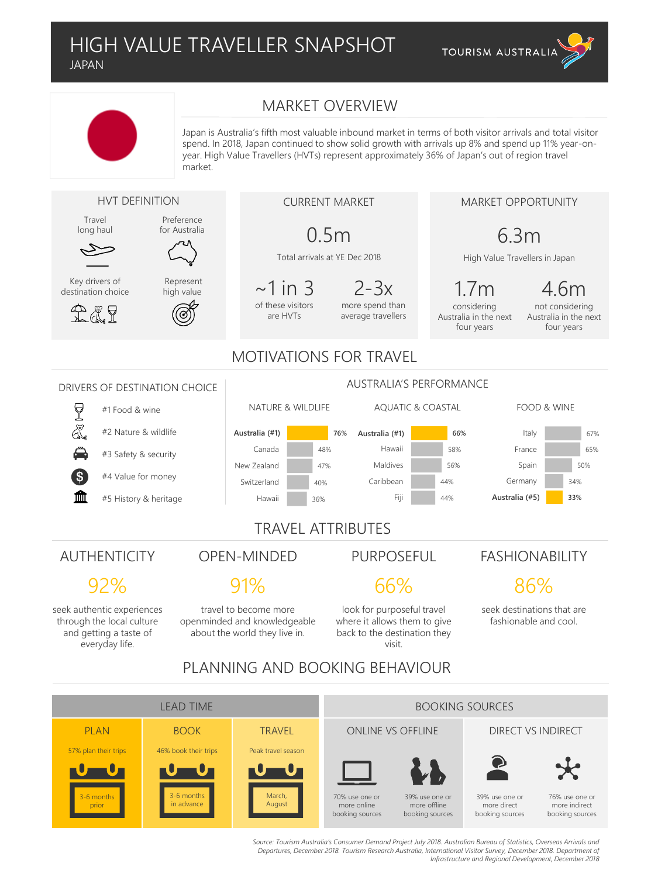# HIGH VALUE TRAVELLER SNAPSHOT

JAPAN

TOURISM AUSTRALIA

## MARKET OVERVIEW

Japan is Australia's fifth most valuable inbound market in terms of both visitor arrivals and total visitor spend. In 2018, Japan continued to show solid growth with arrivals up 8% and spend up 11% year-on-year. High Value Travellers (HVTs) represent approximately 36% of Japan's out of region travel market.

### HVT DEFINITION

- Travel long haul
- Preference for Australia
- Key drivers of destination choice
- Represent high value

### CURRENT MARKET

**0.5m**
Total arrivals at YE Dec 2018

**~1 in 3**
of these visitors are HVTs

**2-3x**
more spend than average travellers

### MARKET OPPORTUNITY

**6.3m**
High Value Travellers in Japan

**1.7m**
considering Australia in the next four years

**4.6m**
not considering Australia in the next four years

## MOTIVATIONS FOR TRAVEL

### DRIVERS OF DESTINATION CHOICE

- #1 Food & wine
- #2 Nature & wildlife
- #3 Safety & security
- #4 Value for money
- #5 History & heritage

### AUSTRALIA'S PERFORMANCE

| NATURE & WILDLIFE | | AQUATIC & COASTAL | | FOOD & WINE | |
|---|---|---|---|---|---|
| **Australia (#1)** | **76%** | **Australia (#1)** | **66%** | Italy | 67% |
| Canada | 48% | Hawaii | 58% | France | 65% |
| New Zealand | 47% | Maldives | 56% | Spain | 50% |
| Switzerland | 40% | Caribbean | 44% | Germany | 34% |
| Hawaii | 36% | Fiji | 44% | **Australia (#5)** | **33%** |

## TRAVEL ATTRIBUTES

### AUTHENTICITY

**92%**

seek authentic experiences through the local culture and getting a taste of everyday life.

### OPEN-MINDED

**91%**

travel to become more openminded and knowledgeable about the world they live in.

### PURPOSEFUL

**66%**

look for purposeful travel where it allows them to give back to the destination they visit.

### FASHIONABILITY

**86%**

seek destinations that are fashionable and cool.

## PLANNING AND BOOKING BEHAVIOUR

### LEAD TIME

| PLAN | BOOK | TRAVEL |
|---|---|---|
| 57% plan their trips | 46% book their trips | Peak travel season |
| 3-6 months prior | 3-6 months in advance | March, August |

### BOOKING SOURCES

**ONLINE VS OFFLINE**

- 70% use one or more online booking sources
- 39% use one or more offline booking sources

**DIRECT VS INDIRECT**

- 39% use one or more direct booking sources
- 76% use one or more indirect booking sources

*Source: Tourism Australia's Consumer Demand Project July 2018. Australian Bureau of Statistics, Overseas Arrivals and Departures, December 2018. Tourism Research Australia, International Visitor Survey, December 2018. Department of Infrastructure and Regional Development, December 2018*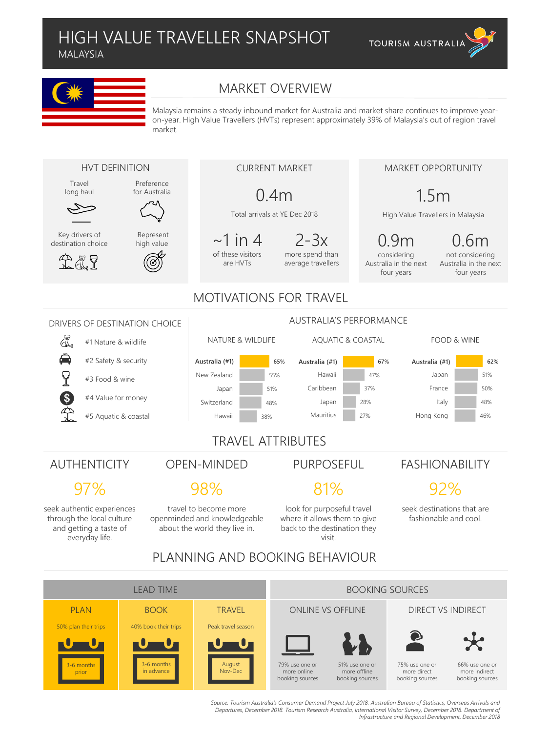# HIGH VALUE TRAVELLER SNAPSHOT

MALAYSIA

TOURISM AUSTRALIA

## MARKET OVERVIEW

Malaysia remains a steady inbound market for Australia and market share continues to improve year-on-year. High Value Travellers (HVTs) represent approximately 39% of Malaysia's out of region travel market.

### HVT DEFINITION

- Travel long haul
- Preference for Australia
- Key drivers of destination choice
- Represent high value

### CURRENT MARKET

**0.4m**
Total arrivals at YE Dec 2018

**~1 in 4**
of these visitors are HVTs

**2-3x**
more spend than average travellers

### MARKET OPPORTUNITY

**1.5m**
High Value Travellers in Malaysia

**0.9m**
considering Australia in the next four years

**0.6m**
not considering Australia in the next four years

## MOTIVATIONS FOR TRAVEL

### DRIVERS OF DESTINATION CHOICE

- #1 Nature & wildlife
- #2 Safety & security
- #3 Food & wine
- #4 Value for money
- #5 Aquatic & coastal

### AUSTRALIA'S PERFORMANCE

| NATURE & WILDLIFE | | AQUATIC & COASTAL | | FOOD & WINE | |
|---|---|---|---|---|---|
| Australia (#1) | 65% | Australia (#1) | 67% | Australia (#1) | 62% |
| New Zealand | 55% | Hawaii | 47% | Japan | 51% |
| Japan | 51% | Caribbean | 37% | France | 50% |
| Switzerland | 48% | Japan | 28% | Italy | 48% |
| Hawaii | 38% | Mauritius | 27% | Hong Kong | 46% |

## TRAVEL ATTRIBUTES

### AUTHENTICITY

**97%**
seek authentic experiences through the local culture and getting a taste of everyday life.

### OPEN-MINDED

**98%**
travel to become more openminded and knowledgeable about the world they live in.

### PURPOSEFUL

**81%**
look for purposeful travel where it allows them to give back to the destination they visit.

### FASHIONABILITY

**92%**
seek destinations that are fashionable and cool.

## PLANNING AND BOOKING BEHAVIOUR

### LEAD TIME

| PLAN | BOOK | TRAVEL |
|---|---|---|
| 50% plan their trips | 40% book their trips | Peak travel season |
| 3-6 months prior | 3-6 months in advance | August Nov-Dec |

### BOOKING SOURCES

**ONLINE VS OFFLINE**

- 79% use one or more online booking sources
- 51% use one or more offline booking sources

**DIRECT VS INDIRECT**

- 75% use one or more direct booking sources
- 66% use one or more indirect booking sources

*Source: Tourism Australia's Consumer Demand Project July 2018. Australian Bureau of Statistics, Overseas Arrivals and Departures, December 2018. Tourism Research Australia, International Visitor Survey, December 2018. Department of Infrastructure and Regional Development, December 2018*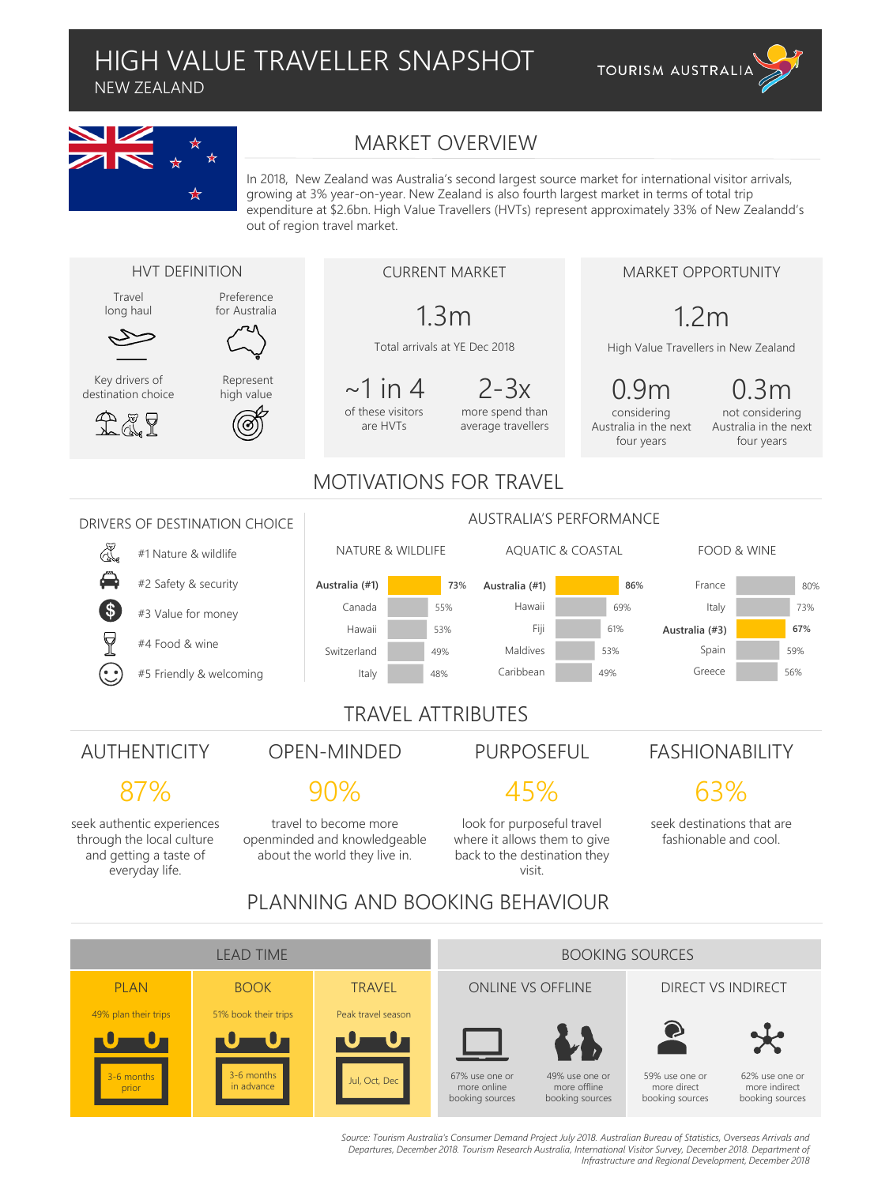# HIGH VALUE TRAVELLER SNAPSHOT

NEW ZEALAND

## MARKET OVERVIEW

In 2018, New Zealand was Australia's second largest source market for international visitor arrivals, growing at 3% year-on-year. New Zealand is also fourth largest market in terms of total trip expenditure at $2.6bn. High Value Travellers (HVTs) represent approximately 33% of New Zealandd's out of region travel market.

### HVT DEFINITION

- Travel long haul
- Preference for Australia
- Key drivers of destination choice
- Represent high value

### CURRENT MARKET

**1.3m**
Total arrivals at YE Dec 2018

**~1 in 4** of these visitors are HVTs

**2-3x** more spend than average travellers

### MARKET OPPORTUNITY

**1.2m**
High Value Travellers in New Zealand

**0.9m** considering Australia in the next four years

**0.3m** not considering Australia in the next four years

## MOTIVATIONS FOR TRAVEL

### DRIVERS OF DESTINATION CHOICE

- #1 Nature & wildlife
- #2 Safety & security
- #3 Value for money
- #4 Food & wine
- #5 Friendly & welcoming

### AUSTRALIA'S PERFORMANCE

| NATURE & WILDLIFE | | AQUATIC & COASTAL | | FOOD & WINE | |
|---|---|---|---|---|---|
| Australia (#1) | 73% | Australia (#1) | 86% | France | 80% |
| Canada | 55% | Hawaii | 69% | Italy | 73% |
| Hawaii | 53% | Fiji | 61% | Australia (#3) | 67% |
| Switzerland | 49% | Maldives | 53% | Spain | 59% |
| Italy | 48% | Caribbean | 49% | Greece | 56% |

## TRAVEL ATTRIBUTES

### AUTHENTICITY

**87%** seek authentic experiences through the local culture and getting a taste of everyday life.

### OPEN-MINDED

**90%** travel to become more openminded and knowledgeable about the world they live in.

### PURPOSEFUL

**45%** look for purposeful travel where it allows them to give back to the destination they visit.

### FASHIONABILITY

**63%** seek destinations that are fashionable and cool.

## PLANNING AND BOOKING BEHAVIOUR

### LEAD TIME

| PLAN | BOOK | TRAVEL |
|---|---|---|
| 49% plan their trips | 51% book their trips | Peak travel season |
| 3-6 months prior | 3-6 months in advance | Jul, Oct, Dec |

### BOOKING SOURCES

| ONLINE VS OFFLINE | | DIRECT VS INDIRECT | |
|---|---|---|---|
| 67% use one or more online booking sources | 49% use one or more offline booking sources | 59% use one or more direct booking sources | 62% use one or more indirect booking sources |

*Source: Tourism Australia's Consumer Demand Project July 2018. Australian Bureau of Statistics, Overseas Arrivals and Departures, December 2018. Tourism Research Australia, International Visitor Survey, December 2018. Department of Infrastructure and Regional Development, December 2018*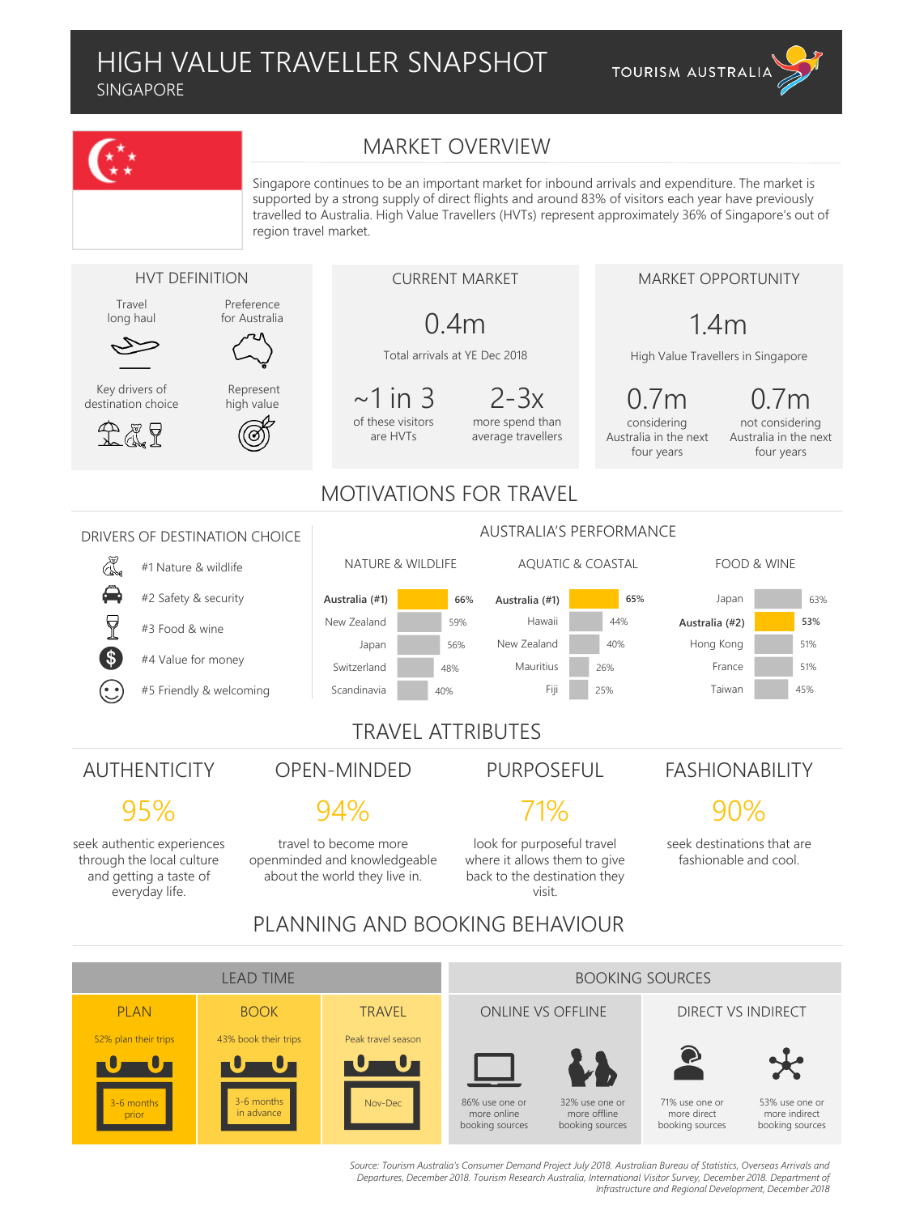# HIGH VALUE TRAVELLER SNAPSHOT

## SINGAPORE

TOURISM AUSTRALIA

## MARKET OVERVIEW

Singapore continues to be an important market for inbound arrivals and expenditure. The market is supported by a strong supply of direct flights and around 83% of visitors each year have previously travelled to Australia. High Value Travellers (HVTs) represent approximately 36% of Singapore's out of region travel market.

### HVT DEFINITION

- Travel long haul
- Preference for Australia
- Key drivers of destination choice
- Represent high value

### CURRENT MARKET

**0.4m**
Total arrivals at YE Dec 2018

**~1 in 3**
of these visitors are HVTs

**2-3x**
more spend than average travellers

### MARKET OPPORTUNITY

**1.4m**
High Value Travellers in Singapore

**0.7m**
considering Australia in the next four years

**0.7m**
not considering Australia in the next four years

## MOTIVATIONS FOR TRAVEL

### DRIVERS OF DESTINATION CHOICE

- #1 Nature & wildlife
- #2 Safety & security
- #3 Food & wine
- #4 Value for money
- #5 Friendly & welcoming

### AUSTRALIA'S PERFORMANCE

| NATURE & WILDLIFE | | AQUATIC & COASTAL | | FOOD & WINE | |
|---|---|---|---|---|---|
| Australia (#1) | 66% | Australia (#1) | 65% | Japan | 63% |
| New Zealand | 59% | Hawaii | 44% | Australia (#2) | 53% |
| Japan | 56% | New Zealand | 40% | Hong Kong | 51% |
| Switzerland | 48% | Mauritius | 26% | France | 51% |
| Scandinavia | 40% | Fiji | 25% | Taiwan | 45% |

## TRAVEL ATTRIBUTES

### AUTHENTICITY

**95%**

seek authentic experiences through the local culture and getting a taste of everyday life.

### OPEN-MINDED

**94%**

travel to become more openminded and knowledgeable about the world they live in.

### PURPOSEFUL

**71%**

look for purposeful travel where it allows them to give back to the destination they visit.

### FASHIONABILITY

**90%**

seek destinations that are fashionable and cool.

## PLANNING AND BOOKING BEHAVIOUR

### LEAD TIME

| PLAN | BOOK | TRAVEL |
|---|---|---|
| 52% plan their trips | 43% book their trips | Peak travel season |
| 3-6 months prior | 3-6 months in advance | Nov-Dec |

### BOOKING SOURCES

| ONLINE VS OFFLINE | | DIRECT VS INDIRECT | |
|---|---|---|---|
| 86% use one or more online booking sources | 32% use one or more offline booking sources | 71% use one or more direct booking sources | 53% use one or more indirect booking sources |

*Source: Tourism Australia's Consumer Demand Project July 2018. Australian Bureau of Statistics, Overseas Arrivals and Departures, December 2018. Tourism Research Australia, International Visitor Survey, December 2018. Department of Infrastructure and Regional Development, December 2018*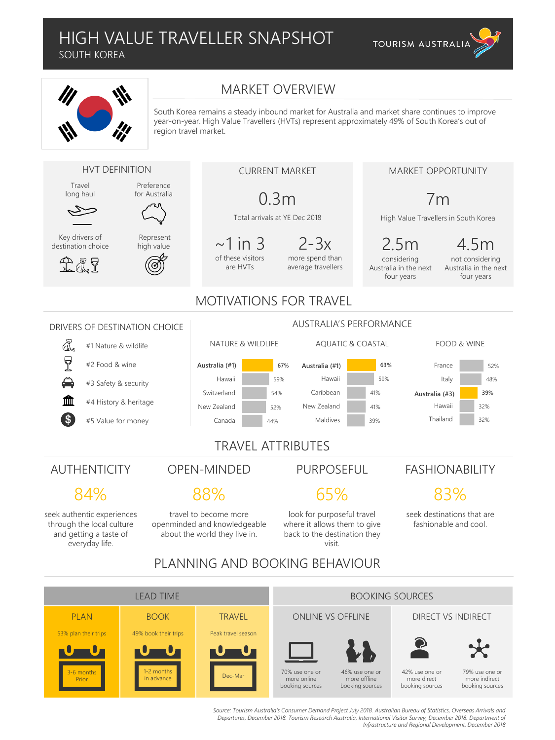# HIGH VALUE TRAVELLER SNAPSHOT

SOUTH KOREA

TOURISM AUSTRALIA

## MARKET OVERVIEW

South Korea remains a steady inbound market for Australia and market share continues to improve year-on-year. High Value Travellers (HVTs) represent approximately 49% of South Korea's out of region travel market.

### HVT DEFINITION

- Travel long haul
- Preference for Australia
- Key drivers of destination choice
- Represent high value

### CURRENT MARKET

**0.3m**
Total arrivals at YE Dec 2018

**~1 in 3** of these visitors are HVTs

**2-3x** more spend than average travellers

### MARKET OPPORTUNITY

**7m**
High Value Travellers in South Korea

**2.5m** considering Australia in the next four years

**4.5m** not considering Australia in the next four years

## MOTIVATIONS FOR TRAVEL

### DRIVERS OF DESTINATION CHOICE

- #1 Nature & wildlife
- #2 Food & wine
- #3 Safety & security
- #4 History & heritage
- #5 Value for money

### AUSTRALIA'S PERFORMANCE

| NATURE & WILDLIFE | | AQUATIC & COASTAL | | FOOD & WINE | |
|---|---|---|---|---|---|
| **Australia (#1)** | **67%** | **Australia (#1)** | **63%** | France | 52% |
| Hawaii | 59% | Hawaii | 59% | Italy | 48% |
| Switzerland | 54% | Caribbean | 41% | **Australia (#3)** | **39%** |
| New Zealand | 52% | New Zealand | 41% | Hawaii | 32% |
| Canada | 44% | Maldives | 39% | Thailand | 32% |

## TRAVEL ATTRIBUTES

### AUTHENTICITY
**84%** seek authentic experiences through the local culture and getting a taste of everyday life.

### OPEN-MINDED
**88%** travel to become more openminded and knowledgeable about the world they live in.

### PURPOSEFUL
**65%** look for purposeful travel where it allows them to give back to the destination they visit.

### FASHIONABILITY
**83%** seek destinations that are fashionable and cool.

## PLANNING AND BOOKING BEHAVIOUR

### LEAD TIME

- **PLAN**: 53% plan their trips 3-6 months Prior
- **BOOK**: 49% book their trips 1-2 months in advance
- **TRAVEL**: Peak travel season Dec-Mar

### BOOKING SOURCES

**ONLINE VS OFFLINE**

- 70% use one or more online booking sources
- 46% use one or more offline booking sources

**DIRECT VS INDIRECT**

- 42% use one or more direct booking sources
- 79% use one or more indirect booking sources

*Source: Tourism Australia's Consumer Demand Project July 2018. Australian Bureau of Statistics, Overseas Arrivals and Departures, December 2018. Tourism Research Australia, International Visitor Survey, December 2018. Department of Infrastructure and Regional Development, December 2018*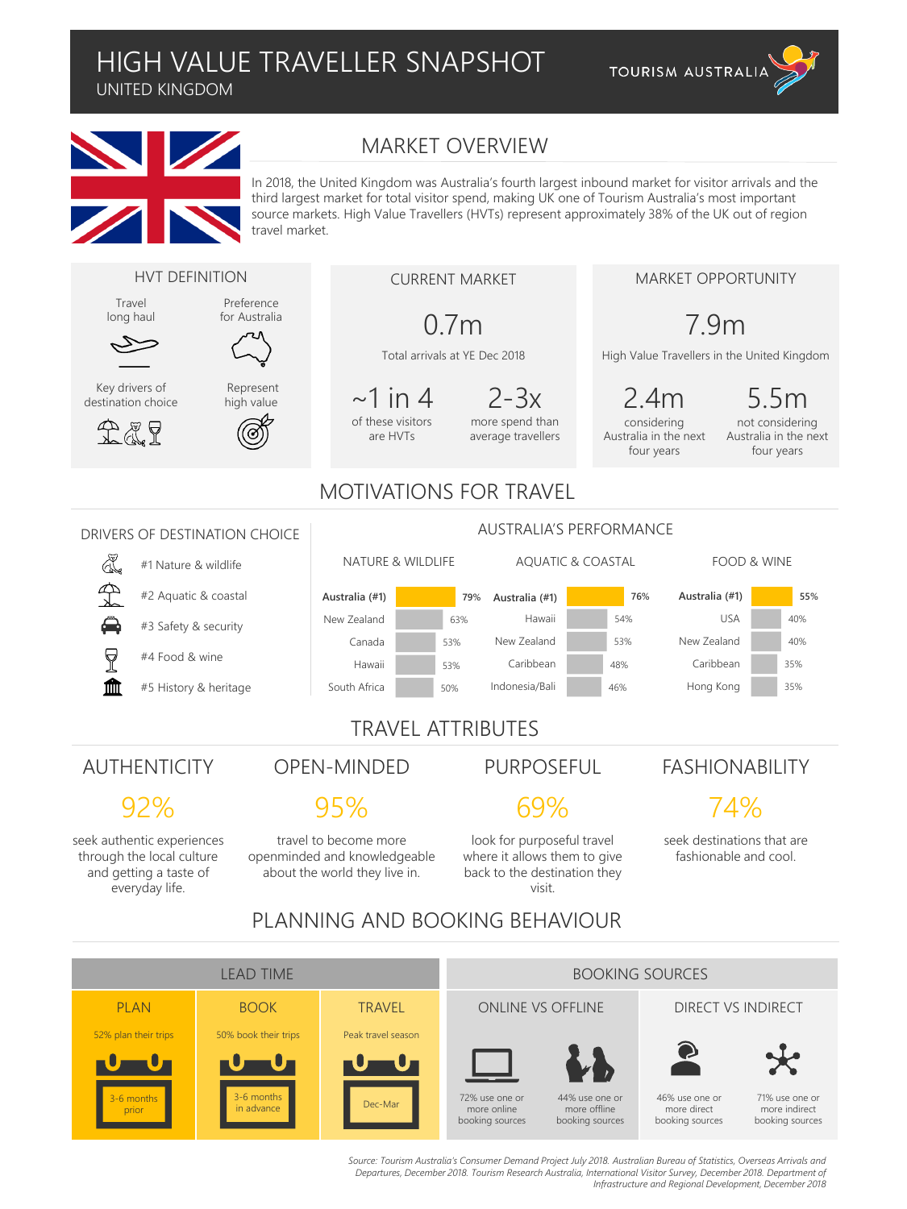# HIGH VALUE TRAVELLER SNAPSHOT

## UNITED KINGDOM

TOURISM AUSTRALIA

## MARKET OVERVIEW

In 2018, the United Kingdom was Australia's fourth largest inbound market for visitor arrivals and the third largest market for total visitor spend, making UK one of Tourism Australia's most important source markets. High Value Travellers (HVTs) represent approximately 38% of the UK out of region travel market.

### HVT DEFINITION

- Travel long haul
- Preference for Australia
- Key drivers of destination choice
- Represent high value

### CURRENT MARKET

**0.7m**
Total arrivals at YE Dec 2018

**~1 in 4** of these visitors are HVTs

**2-3x** more spend than average travellers

### MARKET OPPORTUNITY

**7.9m**
High Value Travellers in the United Kingdom

**2.4m** considering Australia in the next four years

**5.5m** not considering Australia in the next four years

## MOTIVATIONS FOR TRAVEL

### DRIVERS OF DESTINATION CHOICE

- #1 Nature & wildlife
- #2 Aquatic & coastal
- #3 Safety & security
- #4 Food & wine
- #5 History & heritage

### AUSTRALIA'S PERFORMANCE

| NATURE & WILDLIFE | | AQUATIC & COASTAL | | FOOD & WINE | |
|---|---|---|---|---|---|
| Australia (#1) | 79% | Australia (#1) | 76% | Australia (#1) | 55% |
| New Zealand | 63% | Hawaii | 54% | USA | 40% |
| Canada | 53% | New Zealand | 53% | New Zealand | 40% |
| Hawaii | 53% | Caribbean | 48% | Caribbean | 35% |
| South Africa | 50% | Indonesia/Bali | 46% | Hong Kong | 35% |

## TRAVEL ATTRIBUTES

### AUTHENTICITY

**92%**

seek authentic experiences through the local culture and getting a taste of everyday life.

### OPEN-MINDED

**95%**

travel to become more openminded and knowledgeable about the world they live in.

### PURPOSEFUL

**69%**

look for purposeful travel where it allows them to give back to the destination they visit.

### FASHIONABILITY

**74%**

seek destinations that are fashionable and cool.

## PLANNING AND BOOKING BEHAVIOUR

### LEAD TIME

| PLAN | BOOK | TRAVEL |
|---|---|---|
| 52% plan their trips | 50% book their trips | Peak travel season |
| 3-6 months prior | 3-6 months in advance | Dec-Mar |

### BOOKING SOURCES

**ONLINE VS OFFLINE**

- 72% use one or more online booking sources
- 44% use one or more offline booking sources

**DIRECT VS INDIRECT**

- 46% use one or more direct booking sources
- 71% use one or more indirect booking sources

*Source: Tourism Australia's Consumer Demand Project July 2018. Australian Bureau of Statistics, Overseas Arrivals and Departures, December 2018. Tourism Research Australia, International Visitor Survey, December 2018. Department of Infrastructure and Regional Development, December 2018*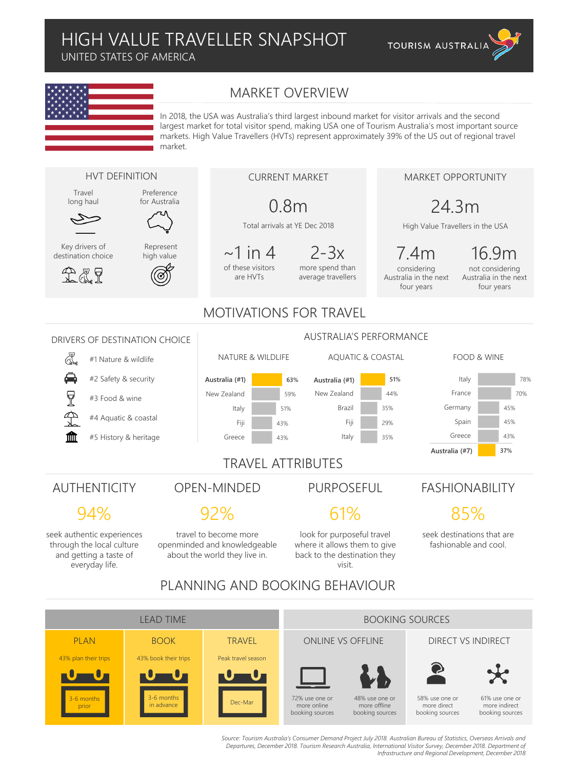# HIGH VALUE TRAVELLER SNAPSHOT

UNITED STATES OF AMERICA

TOURISM AUSTRALIA

## MARKET OVERVIEW

In 2018, the USA was Australia's third largest inbound market for visitor arrivals and the second largest market for total visitor spend, making USA one of Tourism Australia's most important source markets. High Value Travellers (HVTs) represent approximately 39% of the US out of regional travel market.

### HVT DEFINITION

- Travel long haul
- Preference for Australia
- Key drivers of destination choice
- Represent high value

### CURRENT MARKET

**0.8m**
Total arrivals at YE Dec 2018

**~1 in 4**
of these visitors are HVTs

**2-3x**
more spend than average travellers

### MARKET OPPORTUNITY

**24.3m**
High Value Travellers in the USA

**7.4m**
considering Australia in the next four years

**16.9m**
not considering Australia in the next four years

## MOTIVATIONS FOR TRAVEL

### DRIVERS OF DESTINATION CHOICE

- #1 Nature & wildlife
- #2 Safety & security
- #3 Food & wine
- #4 Aquatic & coastal
- #5 History & heritage

### AUSTRALIA'S PERFORMANCE

NATURE & WILDLIFE

Australia (#1) 63%
New Zealand 59%
Italy 51%
Fiji 43%
Greece 43%

AQUATIC & COASTAL

Australia (#1) 51%
New Zealand 44%
Brazil 35%
Fiji 29%
Italy 35%

FOOD & WINE

Italy 78%
France 70%
Germany 45%
Spain 45%
Greece 43%
Australia (#7) 37%

## TRAVEL ATTRIBUTES

### AUTHENTICITY

**94%**

seek authentic experiences through the local culture and getting a taste of everyday life.

### OPEN-MINDED

**92%**

travel to become more openminded and knowledgeable about the world they live in.

### PURPOSEFUL

**61%**

look for purposeful travel where it allows them to give back to the destination they visit.

### FASHIONABILITY

**85%**

seek destinations that are fashionable and cool.

## PLANNING AND BOOKING BEHAVIOUR

### LEAD TIME

| PLAN | BOOK | TRAVEL |
|---|---|---|
| 43% plan their trips | 43% book their trips | Peak travel season |
| 3-6 months prior | 3-6 months in advance | Dec-Mar |

### BOOKING SOURCES

**ONLINE VS OFFLINE**

- 72% use one or more online booking sources
- 48% use one or more offline booking sources

**DIRECT VS INDIRECT**

- 58% use one or more direct booking sources
- 61% use one or more indirect booking sources

*Source: Tourism Australia's Consumer Demand Project July 2018. Australian Bureau of Statistics, Overseas Arrivals and Departures, December 2018. Tourism Research Australia, International Visitor Survey, December 2018. Department of Infrastructure and Regional Development, December 2018*